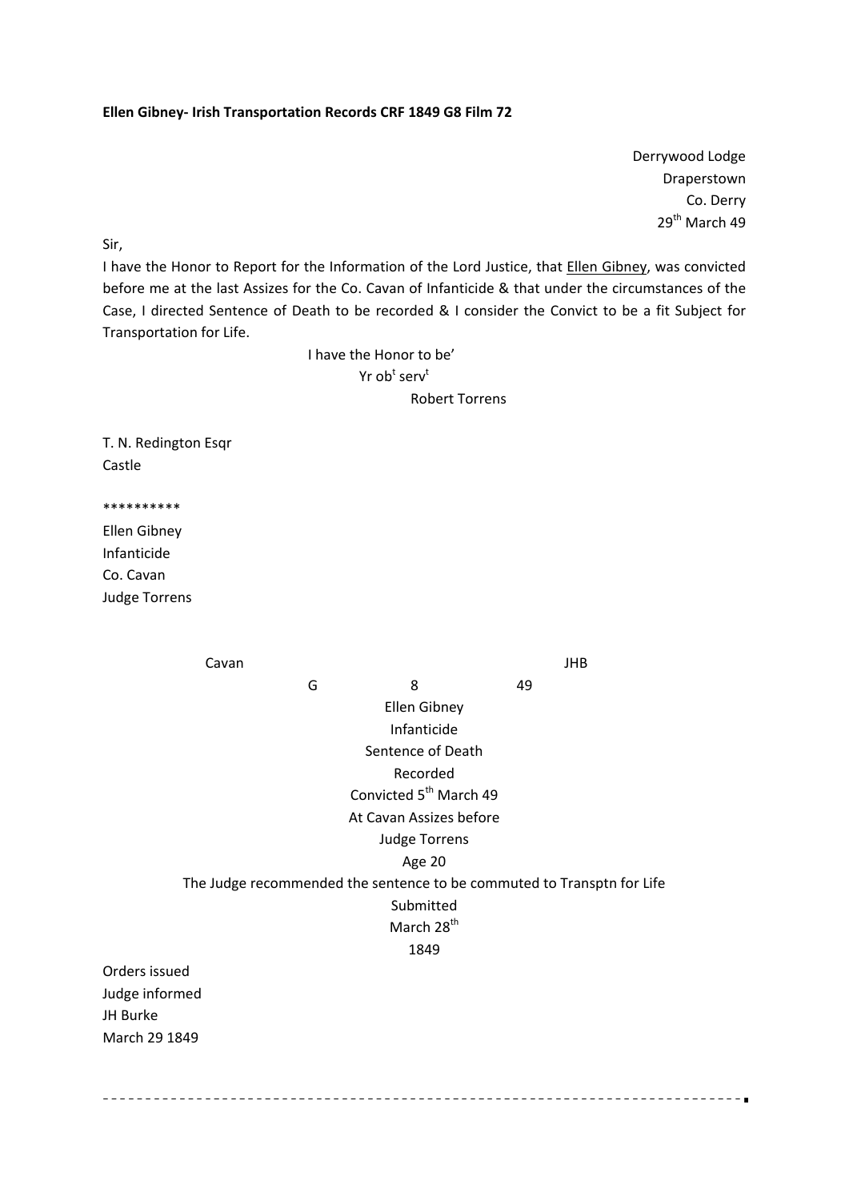**Ellen Gibney- Irish Transportation Records CRF 1849 G8 Film 72**

Derrywood Lodge
Draperstown
Co. Derry
29th March 49

Sir,

I have the Honor to Report for the Information of the Lord Justice, that Ellen Gibney, was convicted before me at the last Assizes for the Co. Cavan of Infanticide & that under the circumstances of the Case, I directed Sentence of Death to be recorded & I consider the Convict to be a fit Subject for Transportation for Life.

I have the Honor to be'
Yr obt servt
Robert Torrens

T. N. Redington Esqr
Castle

\*\*\*\*\*\*\*\*\*\*

Ellen Gibney
Infanticide
Co. Cavan
Judge Torrens

Cavan JHB

G 8 49

Ellen Gibney
Infanticide
Sentence of Death
Recorded
Convicted 5th March 49
At Cavan Assizes before
Judge Torrens
Age 20
The Judge recommended the sentence to be commuted to Transptn for Life
Submitted
March 28th
1849

Orders issued
Judge informed
JH Burke
March 29 1849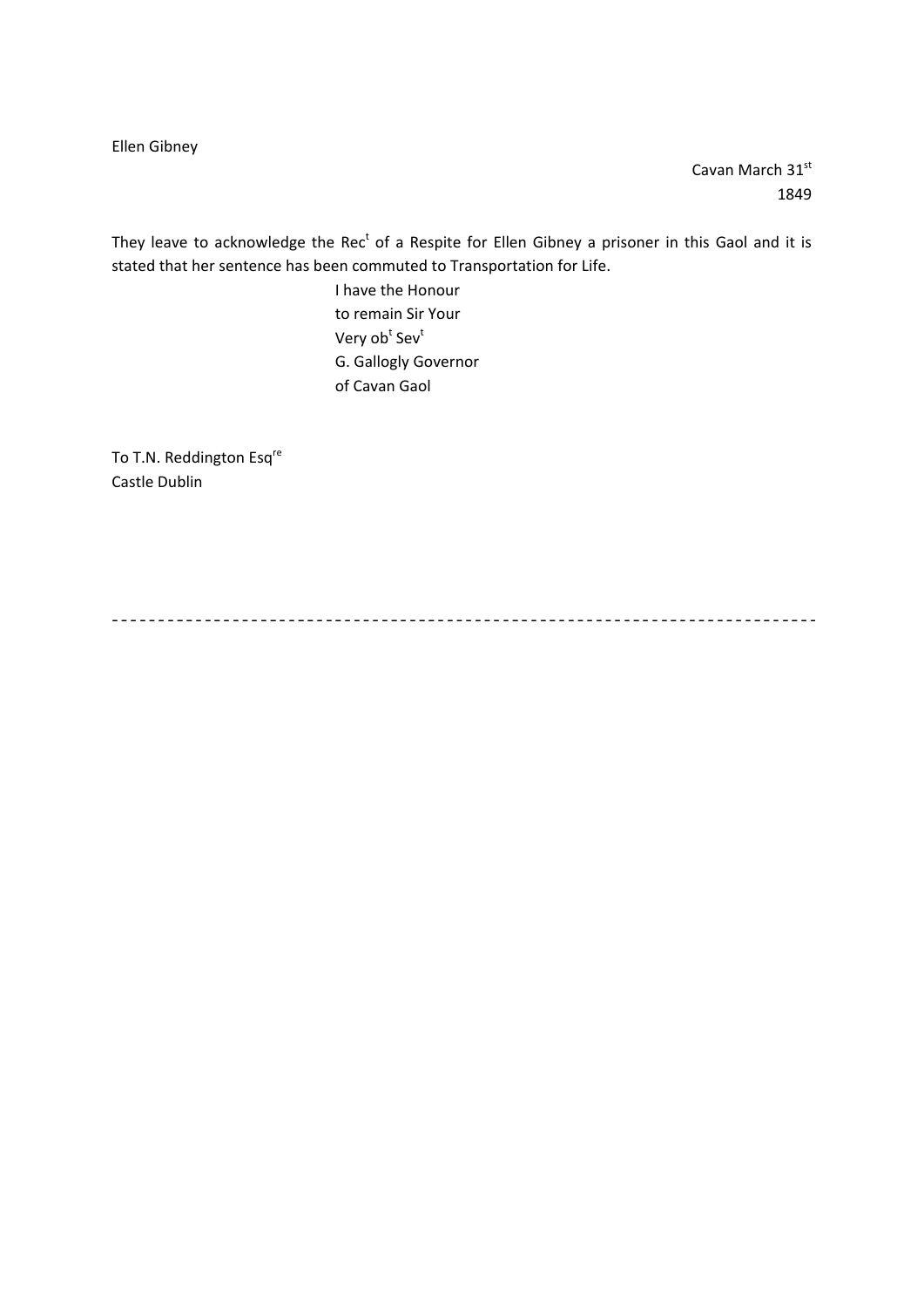Ellen Gibney

Cavan March 31[st]
1849

They leave to acknowledge the Rec[t] of a Respite for Ellen Gibney a prisoner in this Gaol and it is stated that her sentence has been commuted to Transportation for Life.

I have the Honour
to remain Sir Your
Very ob[t] Sev[t]
G. Gallogly Governor
of Cavan Gaol

To T.N. Reddington Esq[re]
Castle Dublin

- - - - - - - - - - - - - - - - - - - - - - - - - - - - - - - - - - - - - - - - - - - - - - - - - - - - - - - - - - - - - - - - - - - - - - - - - -